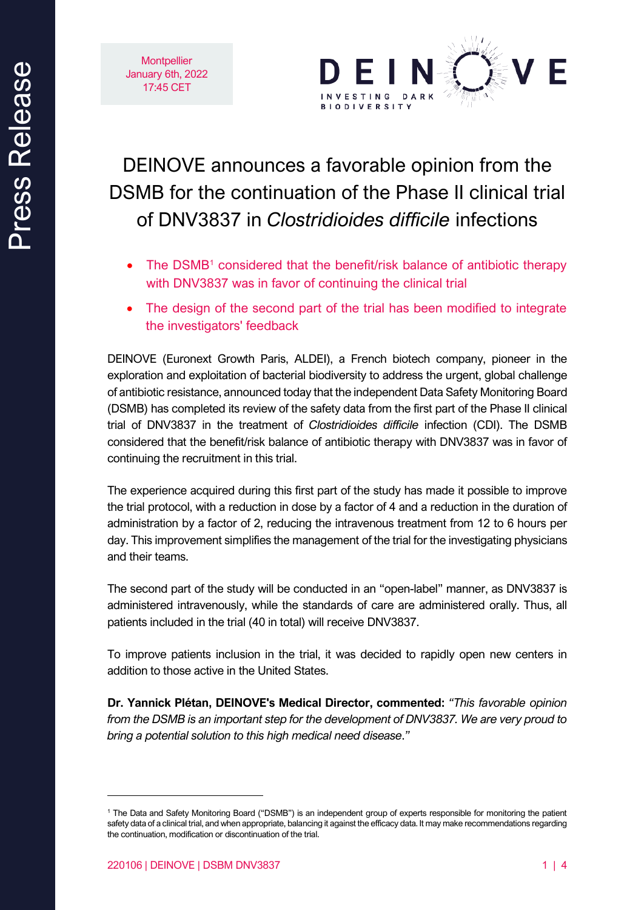Montpellier
January 6th, 2022
17:45 CET

DEINOVE
INVESTING DARK BIODIVERSITY

# DEINOVE announces a favorable opinion from the DSMB for the continuation of the Phase II clinical trial of DNV3837 in *Clostridioides difficile* infections

- The DSMB[1] considered that the benefit/risk balance of antibiotic therapy with DNV3837 was in favor of continuing the clinical trial
- The design of the second part of the trial has been modified to integrate the investigators' feedback

DEINOVE (Euronext Growth Paris, ALDEI), a French biotech company, pioneer in the exploration and exploitation of bacterial biodiversity to address the urgent, global challenge of antibiotic resistance, announced today that the independent Data Safety Monitoring Board (DSMB) has completed its review of the safety data from the first part of the Phase II clinical trial of DNV3837 in the treatment of *Clostridioides difficile* infection (CDI). The DSMB considered that the benefit/risk balance of antibiotic therapy with DNV3837 was in favor of continuing the recruitment in this trial.

The experience acquired during this first part of the study has made it possible to improve the trial protocol, with a reduction in dose by a factor of 4 and a reduction in the duration of administration by a factor of 2, reducing the intravenous treatment from 12 to 6 hours per day. This improvement simplifies the management of the trial for the investigating physicians and their teams.

The second part of the study will be conducted in an "open-label" manner, as DNV3837 is administered intravenously, while the standards of care are administered orally. Thus, all patients included in the trial (40 in total) will receive DNV3837.

To improve patients inclusion in the trial, it was decided to rapidly open new centers in addition to those active in the United States.

**Dr. Yannick Plétan, DEINOVE's Medical Director, commented:** *"This favorable opinion from the DSMB is an important step for the development of DNV3837. We are very proud to bring a potential solution to this high medical need disease."*

---

[1] The Data and Safety Monitoring Board ("DSMB") is an independent group of experts responsible for monitoring the patient safety data of a clinical trial, and when appropriate, balancing it against the efficacy data. It may make recommendations regarding the continuation, modification or discontinuation of the trial.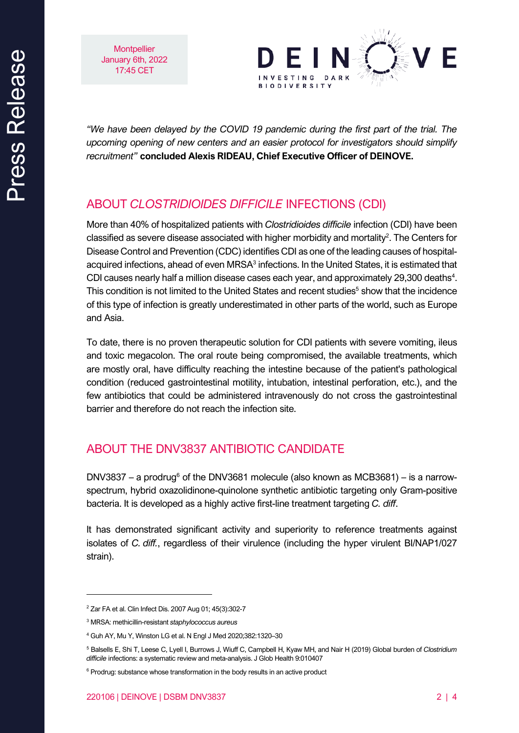*"We have been delayed by the COVID 19 pandemic during the first part of the trial. The upcoming opening of new centers and an easier protocol for investigators should simplify recruitment"* **concluded Alexis RIDEAU, Chief Executive Officer of DEINOVE.**

## ABOUT *CLOSTRIDIOIDES DIFFICILE* INFECTIONS (CDI)

More than 40% of hospitalized patients with *Clostridioides difficile* infection (CDI) have been classified as severe disease associated with higher morbidity and mortality[2]. The Centers for Disease Control and Prevention (CDC) identifies CDI as one of the leading causes of hospital-acquired infections, ahead of even MRSA[3] infections. In the United States, it is estimated that CDI causes nearly half a million disease cases each year, and approximately 29,300 deaths[4]. This condition is not limited to the United States and recent studies[5] show that the incidence of this type of infection is greatly underestimated in other parts of the world, such as Europe and Asia.

To date, there is no proven therapeutic solution for CDI patients with severe vomiting, ileus and toxic megacolon. The oral route being compromised, the available treatments, which are mostly oral, have difficulty reaching the intestine because of the patient's pathological condition (reduced gastrointestinal motility, intubation, intestinal perforation, etc.), and the few antibiotics that could be administered intravenously do not cross the gastrointestinal barrier and therefore do not reach the infection site.

## ABOUT THE DNV3837 ANTIBIOTIC CANDIDATE

DNV3837 – a prodrug[6] of the DNV3681 molecule (also known as MCB3681) – is a narrow-spectrum, hybrid oxazolidinone-quinolone synthetic antibiotic targeting only Gram-positive bacteria. It is developed as a highly active first-line treatment targeting *C. diff*.

It has demonstrated significant activity and superiority to reference treatments against isolates of *C. diff.*, regardless of their virulence (including the hyper virulent BI/NAP1/027 strain).

---

[2] Zar FA et al. Clin Infect Dis. 2007 Aug 01; 45(3):302-7

[3] MRSA: methicillin-resistant *staphylococcus aureus*

[4] Guh AY, Mu Y, Winston LG et al. N Engl J Med 2020;382:1320–30

[5] Balsells E, Shi T, Leese C, Lyell I, Burrows J, Wiuff C, Campbell H, Kyaw MH, and Nair H (2019) Global burden of *Clostridium difficile* infections: a systematic review and meta-analysis. J Glob Health 9:010407

[6] Prodrug: substance whose transformation in the body results in an active product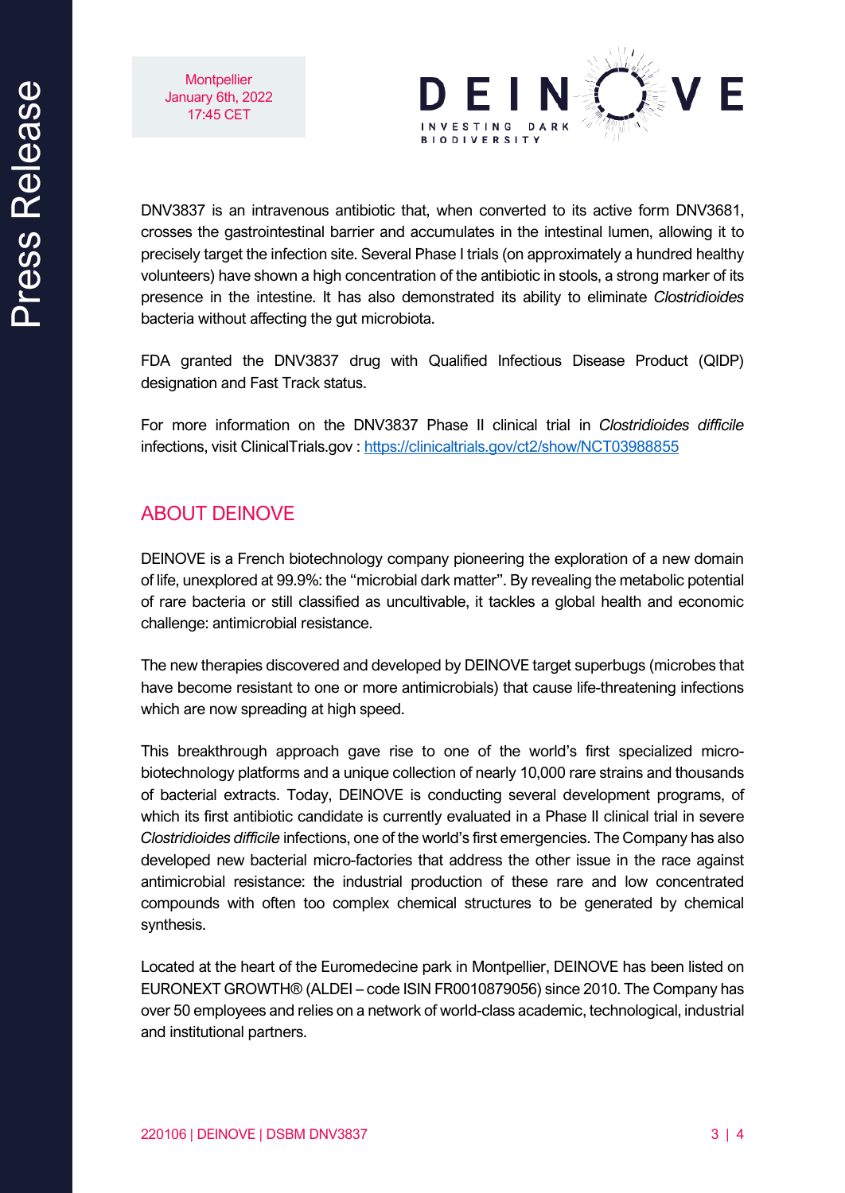DNV3837 is an intravenous antibiotic that, when converted to its active form DNV3681, crosses the gastrointestinal barrier and accumulates in the intestinal lumen, allowing it to precisely target the infection site. Several Phase I trials (on approximately a hundred healthy volunteers) have shown a high concentration of the antibiotic in stools, a strong marker of its presence in the intestine. It has also demonstrated its ability to eliminate *Clostridioides* bacteria without affecting the gut microbiota.

FDA granted the DNV3837 drug with Qualified Infectious Disease Product (QIDP) designation and Fast Track status.

For more information on the DNV3837 Phase II clinical trial in *Clostridioides difficile* infections, visit ClinicalTrials.gov : https://clinicaltrials.gov/ct2/show/NCT03988855

## ABOUT DEINOVE

DEINOVE is a French biotechnology company pioneering the exploration of a new domain of life, unexplored at 99.9%: the "microbial dark matter". By revealing the metabolic potential of rare bacteria or still classified as uncultivable, it tackles a global health and economic challenge: antimicrobial resistance.

The new therapies discovered and developed by DEINOVE target superbugs (microbes that have become resistant to one or more antimicrobials) that cause life-threatening infections which are now spreading at high speed.

This breakthrough approach gave rise to one of the world's first specialized micro-biotechnology platforms and a unique collection of nearly 10,000 rare strains and thousands of bacterial extracts. Today, DEINOVE is conducting several development programs, of which its first antibiotic candidate is currently evaluated in a Phase II clinical trial in severe *Clostridioides difficile* infections, one of the world's first emergencies. The Company has also developed new bacterial micro-factories that address the other issue in the race against antimicrobial resistance: the industrial production of these rare and low concentrated compounds with often too complex chemical structures to be generated by chemical synthesis.

Located at the heart of the Euromedecine park in Montpellier, DEINOVE has been listed on EURONEXT GROWTH® (ALDEI – code ISIN FR0010879056) since 2010. The Company has over 50 employees and relies on a network of world-class academic, technological, industrial and institutional partners.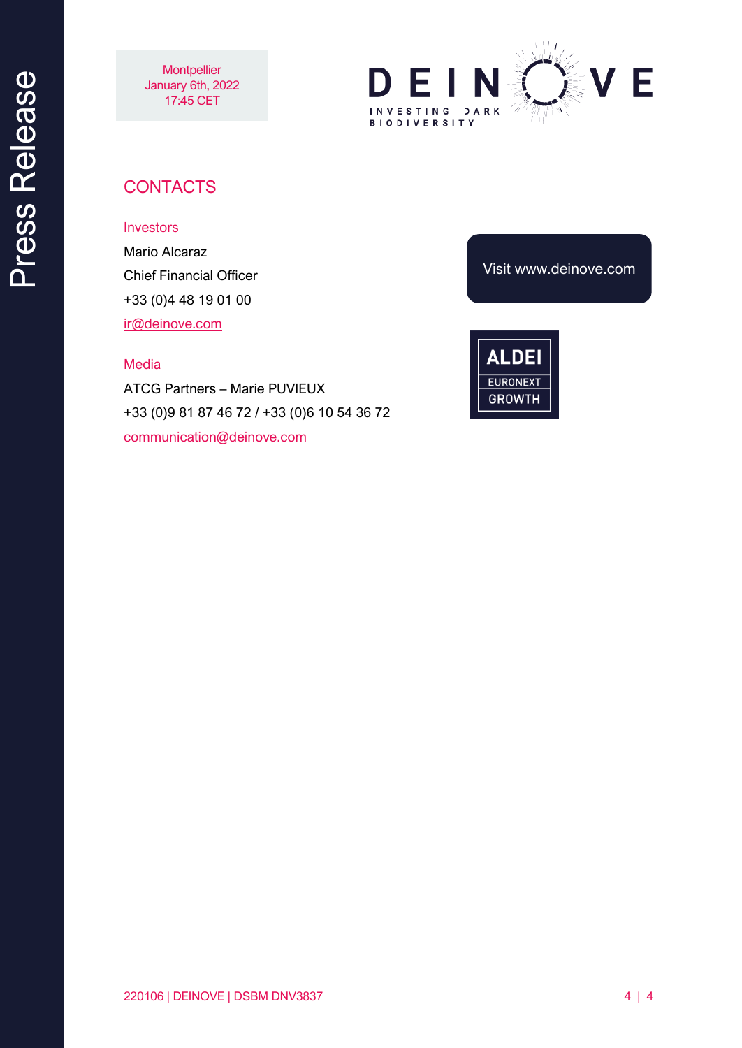## CONTACTS

**Investors**

Mario Alcaraz
Chief Financial Officer
+33 (0)4 48 19 01 00
ir@deinove.com

**Media**

ATCG Partners – Marie PUVIEUX
+33 (0)9 81 87 46 72 / +33 (0)6 10 54 36 72
communication@deinove.com

Visit www.deinove.com

ALDEI
EURONEXT
GROWTH